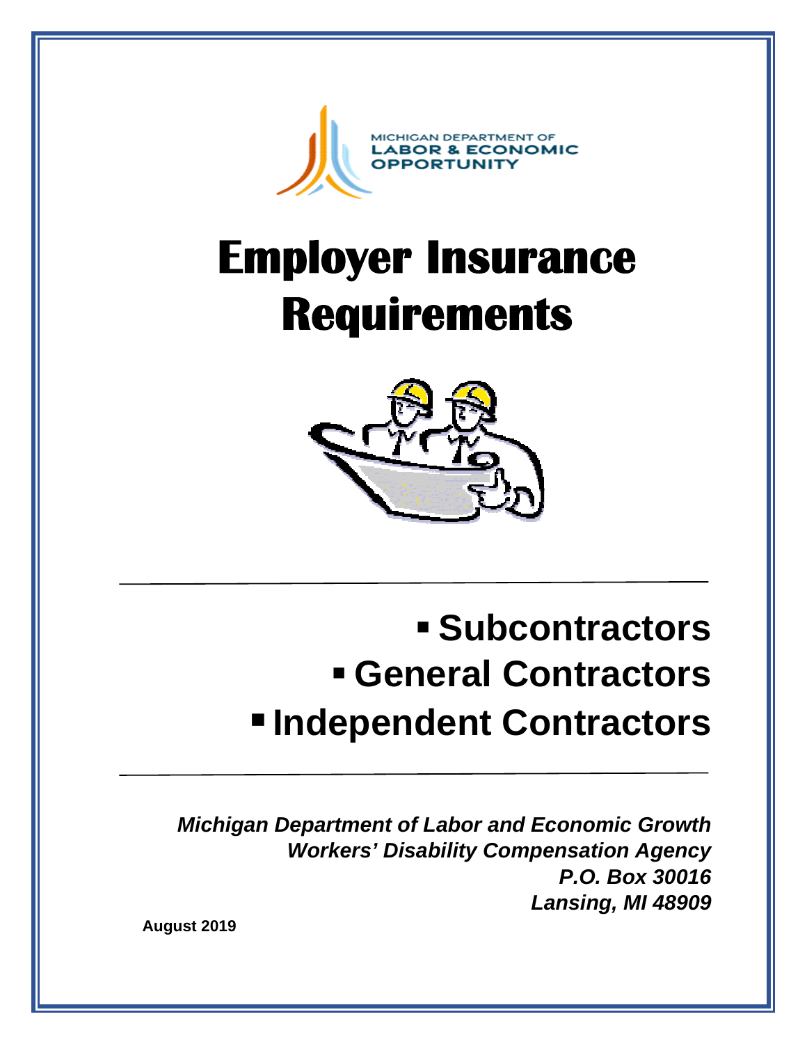MICHIGAN DEPARTMENT OF
LABOR & ECONOMIC
OPPORTUNITY

# Employer Insurance Requirements

- **Subcontractors**
- **General Contractors**
- **Independent Contractors**

***Michigan Department of Labor and Economic Growth***
***Workers' Disability Compensation Agency***
***P.O. Box 30016***
***Lansing, MI 48909***

**August 2019**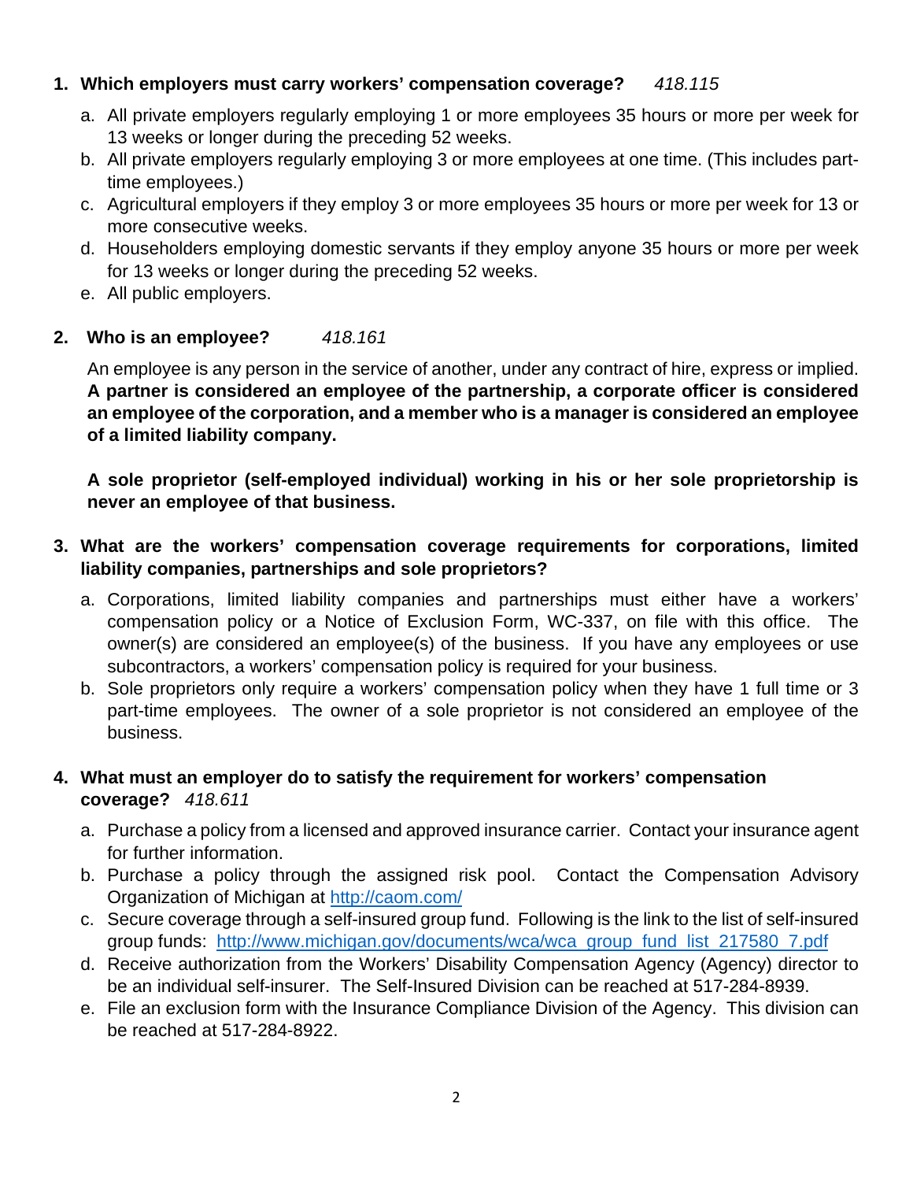1. **Which employers must carry workers' compensation coverage?** *418.115*

    a. All private employers regularly employing 1 or more employees 35 hours or more per week for 13 weeks or longer during the preceding 52 weeks.
    b. All private employers regularly employing 3 or more employees at one time. (This includes part-time employees.)
    c. Agricultural employers if they employ 3 or more employees 35 hours or more per week for 13 or more consecutive weeks.
    d. Householders employing domestic servants if they employ anyone 35 hours or more per week for 13 weeks or longer during the preceding 52 weeks.
    e. All public employers.

2. **Who is an employee?** *418.161*

    An employee is any person in the service of another, under any contract of hire, express or implied. **A partner is considered an employee of the partnership, a corporate officer is considered an employee of the corporation, and a member who is a manager is considered an employee of a limited liability company.**

    **A sole proprietor (self-employed individual) working in his or her sole proprietorship is never an employee of that business.**

3. **What are the workers' compensation coverage requirements for corporations, limited liability companies, partnerships and sole proprietors?**

    a. Corporations, limited liability companies and partnerships must either have a workers' compensation policy or a Notice of Exclusion Form, WC-337, on file with this office. The owner(s) are considered an employee(s) of the business. If you have any employees or use subcontractors, a workers' compensation policy is required for your business.
    b. Sole proprietors only require a workers' compensation policy when they have 1 full time or 3 part-time employees. The owner of a sole proprietor is not considered an employee of the business.

4. **What must an employer do to satisfy the requirement for workers' compensation coverage?** *418.611*

    a. Purchase a policy from a licensed and approved insurance carrier. Contact your insurance agent for further information.
    b. Purchase a policy through the assigned risk pool. Contact the Compensation Advisory Organization of Michigan at http://caom.com/
    c. Secure coverage through a self-insured group fund. Following is the link to the list of self-insured group funds: http://www.michigan.gov/documents/wca/wca_group_fund_list_217580_7.pdf
    d. Receive authorization from the Workers' Disability Compensation Agency (Agency) director to be an individual self-insurer. The Self-Insured Division can be reached at 517-284-8939.
    e. File an exclusion form with the Insurance Compliance Division of the Agency. This division can be reached at 517-284-8922.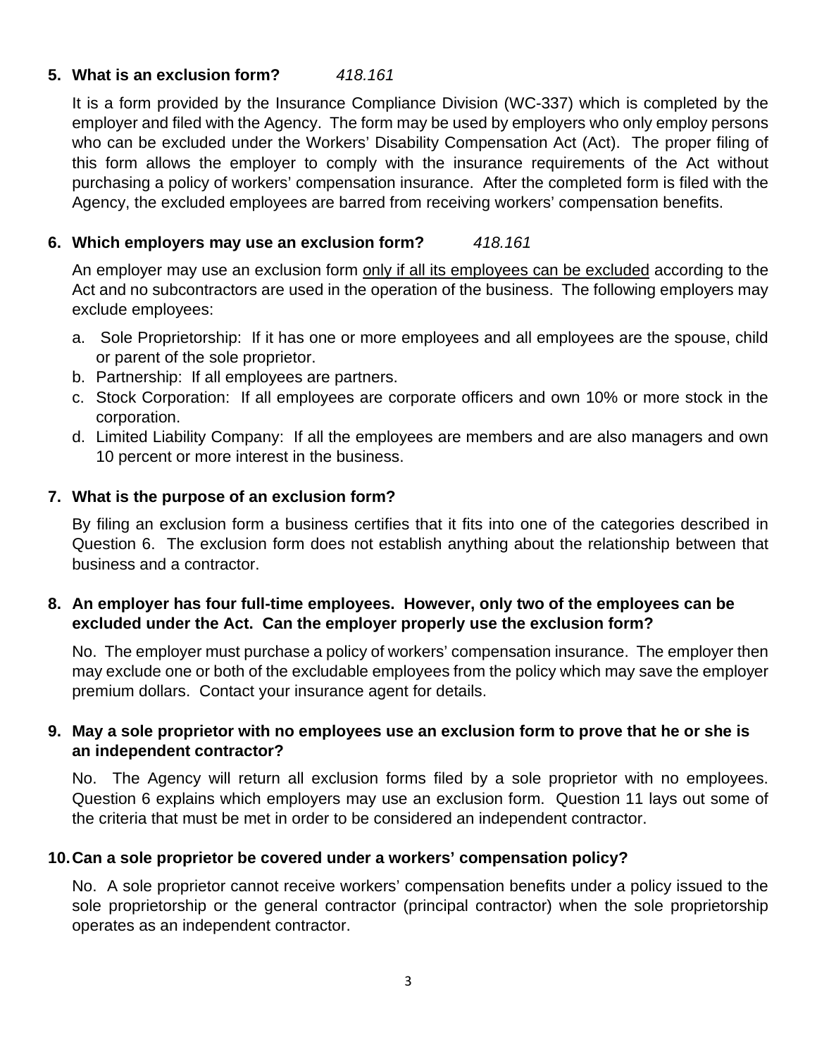**5. What is an exclusion form?** *418.161*

It is a form provided by the Insurance Compliance Division (WC-337) which is completed by the employer and filed with the Agency. The form may be used by employers who only employ persons who can be excluded under the Workers' Disability Compensation Act (Act). The proper filing of this form allows the employer to comply with the insurance requirements of the Act without purchasing a policy of workers' compensation insurance. After the completed form is filed with the Agency, the excluded employees are barred from receiving workers' compensation benefits.

**6. Which employers may use an exclusion form?** *418.161*

An employer may use an exclusion form <u>only if all its employees can be excluded</u> according to the Act and no subcontractors are used in the operation of the business. The following employers may exclude employees:

a. Sole Proprietorship: If it has one or more employees and all employees are the spouse, child or parent of the sole proprietor.
b. Partnership: If all employees are partners.
c. Stock Corporation: If all employees are corporate officers and own 10% or more stock in the corporation.
d. Limited Liability Company: If all the employees are members and are also managers and own 10 percent or more interest in the business.

**7. What is the purpose of an exclusion form?**

By filing an exclusion form a business certifies that it fits into one of the categories described in Question 6. The exclusion form does not establish anything about the relationship between that business and a contractor.

**8. An employer has four full-time employees. However, only two of the employees can be excluded under the Act. Can the employer properly use the exclusion form?**

No. The employer must purchase a policy of workers' compensation insurance. The employer then may exclude one or both of the excludable employees from the policy which may save the employer premium dollars. Contact your insurance agent for details.

**9. May a sole proprietor with no employees use an exclusion form to prove that he or she is an independent contractor?**

No. The Agency will return all exclusion forms filed by a sole proprietor with no employees. Question 6 explains which employers may use an exclusion form. Question 11 lays out some of the criteria that must be met in order to be considered an independent contractor.

**10. Can a sole proprietor be covered under a workers' compensation policy?**

No. A sole proprietor cannot receive workers' compensation benefits under a policy issued to the sole proprietorship or the general contractor (principal contractor) when the sole proprietorship operates as an independent contractor.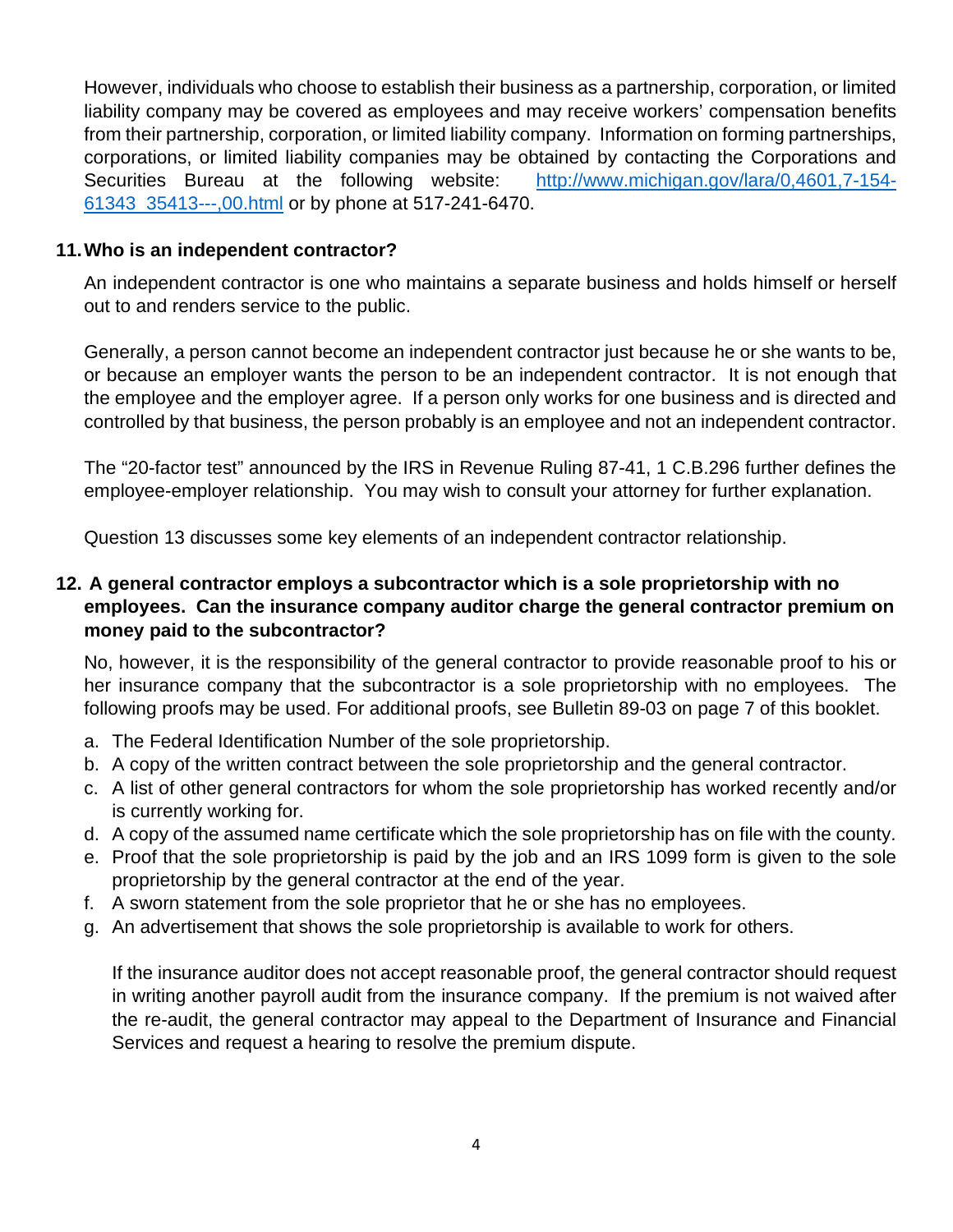However, individuals who choose to establish their business as a partnership, corporation, or limited liability company may be covered as employees and may receive workers' compensation benefits from their partnership, corporation, or limited liability company. Information on forming partnerships, corporations, or limited liability companies may be obtained by contacting the Corporations and Securities Bureau at the following website: [http://www.michigan.gov/lara/0,4601,7-154-61343_35413---,00.html](http://www.michigan.gov/lara/0,4601,7-154-61343_35413---,00.html) or by phone at 517-241-6470.

### 11. Who is an independent contractor?

An independent contractor is one who maintains a separate business and holds himself or herself out to and renders service to the public.

Generally, a person cannot become an independent contractor just because he or she wants to be, or because an employer wants the person to be an independent contractor. It is not enough that the employee and the employer agree. If a person only works for one business and is directed and controlled by that business, the person probably is an employee and not an independent contractor.

The "20-factor test" announced by the IRS in Revenue Ruling 87-41, 1 C.B.296 further defines the employee-employer relationship. You may wish to consult your attorney for further explanation.

Question 13 discusses some key elements of an independent contractor relationship.

### 12. A general contractor employs a subcontractor which is a sole proprietorship with no employees. Can the insurance company auditor charge the general contractor premium on money paid to the subcontractor?

No, however, it is the responsibility of the general contractor to provide reasonable proof to his or her insurance company that the subcontractor is a sole proprietorship with no employees. The following proofs may be used. For additional proofs, see Bulletin 89-03 on page 7 of this booklet.

a. The Federal Identification Number of the sole proprietorship.
b. A copy of the written contract between the sole proprietorship and the general contractor.
c. A list of other general contractors for whom the sole proprietorship has worked recently and/or is currently working for.
d. A copy of the assumed name certificate which the sole proprietorship has on file with the county.
e. Proof that the sole proprietorship is paid by the job and an IRS 1099 form is given to the sole proprietorship by the general contractor at the end of the year.
f. A sworn statement from the sole proprietor that he or she has no employees.
g. An advertisement that shows the sole proprietorship is available to work for others.

If the insurance auditor does not accept reasonable proof, the general contractor should request in writing another payroll audit from the insurance company. If the premium is not waived after the re-audit, the general contractor may appeal to the Department of Insurance and Financial Services and request a hearing to resolve the premium dispute.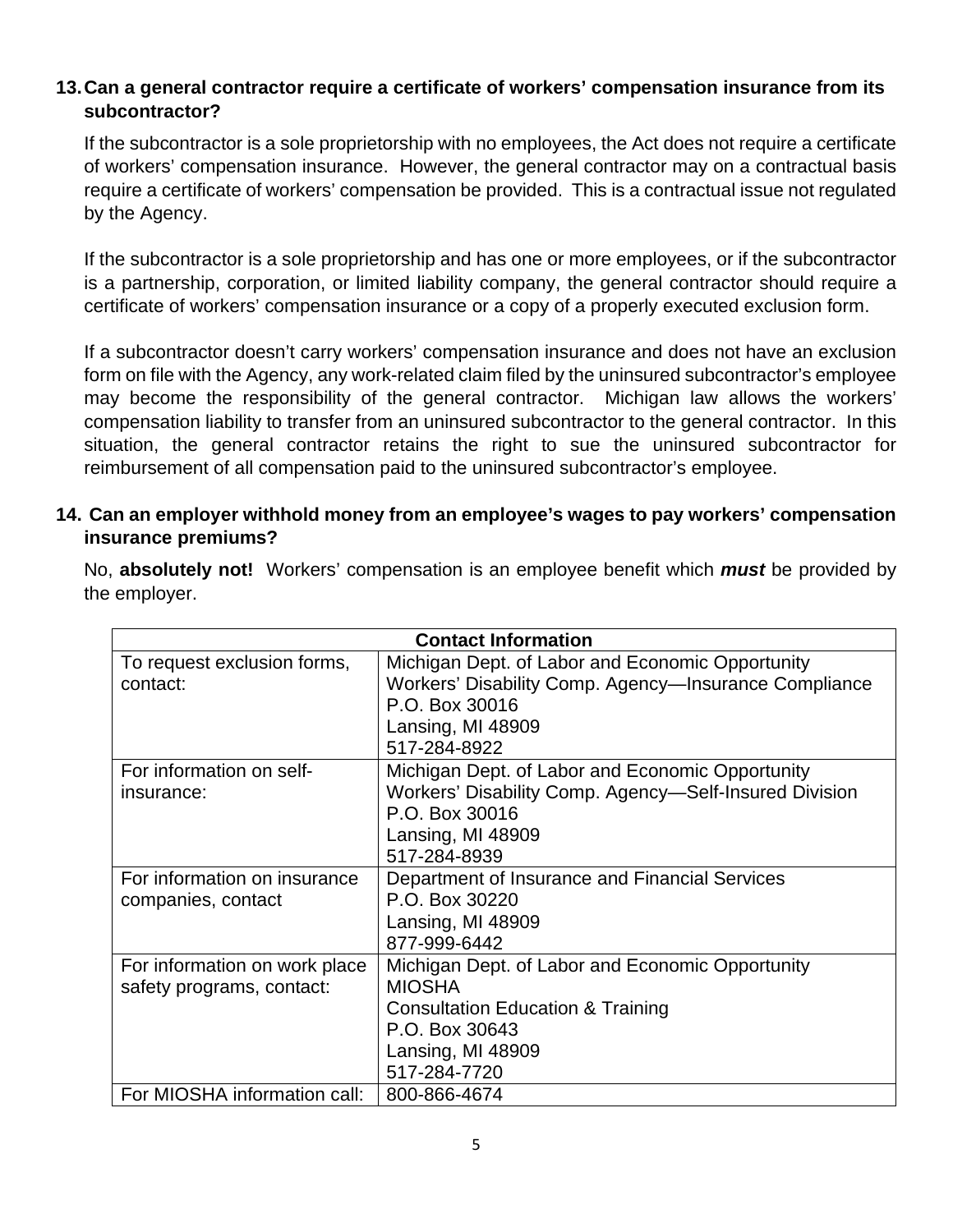**13. Can a general contractor require a certificate of workers' compensation insurance from its subcontractor?**

If the subcontractor is a sole proprietorship with no employees, the Act does not require a certificate of workers' compensation insurance. However, the general contractor may on a contractual basis require a certificate of workers' compensation be provided. This is a contractual issue not regulated by the Agency.

If the subcontractor is a sole proprietorship and has one or more employees, or if the subcontractor is a partnership, corporation, or limited liability company, the general contractor should require a certificate of workers' compensation insurance or a copy of a properly executed exclusion form.

If a subcontractor doesn't carry workers' compensation insurance and does not have an exclusion form on file with the Agency, any work-related claim filed by the uninsured subcontractor's employee may become the responsibility of the general contractor. Michigan law allows the workers' compensation liability to transfer from an uninsured subcontractor to the general contractor. In this situation, the general contractor retains the right to sue the uninsured subcontractor for reimbursement of all compensation paid to the uninsured subcontractor's employee.

**14. Can an employer withhold money from an employee's wages to pay workers' compensation insurance premiums?**

No, **absolutely not!** Workers' compensation is an employee benefit which ***must*** be provided by the employer.

| Contact Information | |
|---|---|
| To request exclusion forms, contact: | Michigan Dept. of Labor and Economic Opportunity<br>Workers' Disability Comp. Agency—Insurance Compliance<br>P.O. Box 30016<br>Lansing, MI 48909<br>517-284-8922 |
| For information on self-insurance: | Michigan Dept. of Labor and Economic Opportunity<br>Workers' Disability Comp. Agency—Self-Insured Division<br>P.O. Box 30016<br>Lansing, MI 48909<br>517-284-8939 |
| For information on insurance companies, contact | Department of Insurance and Financial Services<br>P.O. Box 30220<br>Lansing, MI 48909<br>877-999-6442 |
| For information on work place safety programs, contact: | Michigan Dept. of Labor and Economic Opportunity<br>MIOSHA<br>Consultation Education & Training<br>P.O. Box 30643<br>Lansing, MI 48909<br>517-284-7720 |
| For MIOSHA information call: | 800-866-4674 |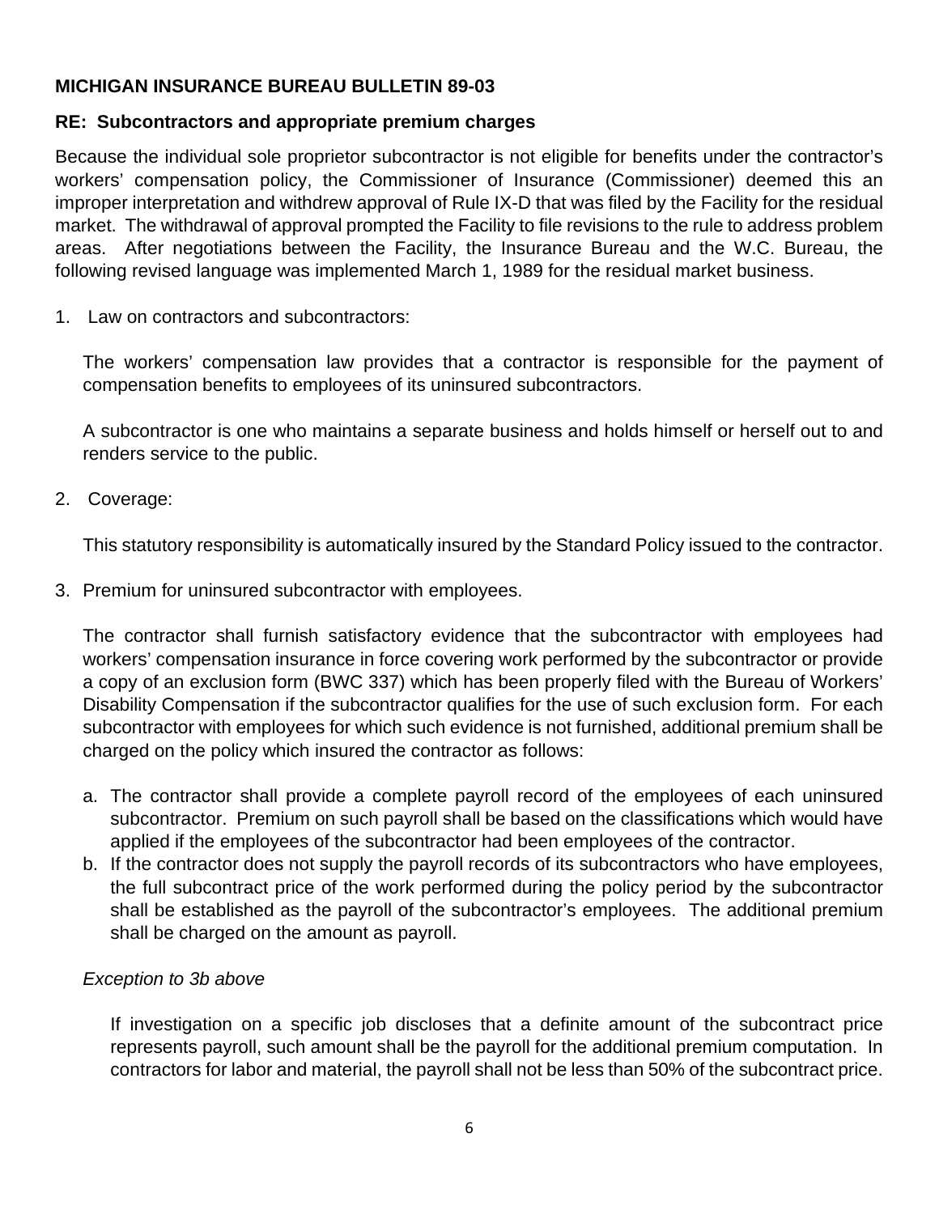**MICHIGAN INSURANCE BUREAU BULLETIN 89-03**

**RE: Subcontractors and appropriate premium charges**

Because the individual sole proprietor subcontractor is not eligible for benefits under the contractor's workers' compensation policy, the Commissioner of Insurance (Commissioner) deemed this an improper interpretation and withdrew approval of Rule IX-D that was filed by the Facility for the residual market. The withdrawal of approval prompted the Facility to file revisions to the rule to address problem areas. After negotiations between the Facility, the Insurance Bureau and the W.C. Bureau, the following revised language was implemented March 1, 1989 for the residual market business.

1. Law on contractors and subcontractors:

   The workers' compensation law provides that a contractor is responsible for the payment of compensation benefits to employees of its uninsured subcontractors.

   A subcontractor is one who maintains a separate business and holds himself or herself out to and renders service to the public.

2. Coverage:

   This statutory responsibility is automatically insured by the Standard Policy issued to the contractor.

3. Premium for uninsured subcontractor with employees.

   The contractor shall furnish satisfactory evidence that the subcontractor with employees had workers' compensation insurance in force covering work performed by the subcontractor or provide a copy of an exclusion form (BWC 337) which has been properly filed with the Bureau of Workers' Disability Compensation if the subcontractor qualifies for the use of such exclusion form. For each subcontractor with employees for which such evidence is not furnished, additional premium shall be charged on the policy which insured the contractor as follows:

   a. The contractor shall provide a complete payroll record of the employees of each uninsured subcontractor. Premium on such payroll shall be based on the classifications which would have applied if the employees of the subcontractor had been employees of the contractor.
   b. If the contractor does not supply the payroll records of its subcontractors who have employees, the full subcontract price of the work performed during the policy period by the subcontractor shall be established as the payroll of the subcontractor's employees. The additional premium shall be charged on the amount as payroll.

   *Exception to 3b above*

   If investigation on a specific job discloses that a definite amount of the subcontract price represents payroll, such amount shall be the payroll for the additional premium computation. In contractors for labor and material, the payroll shall not be less than 50% of the subcontract price.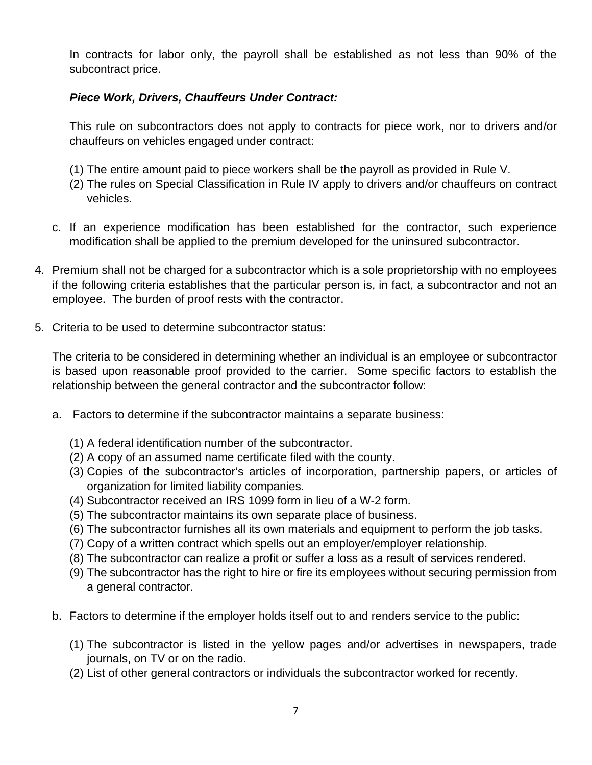In contracts for labor only, the payroll shall be established as not less than 90% of the subcontract price.

***Piece Work, Drivers, Chauffeurs Under Contract:***

This rule on subcontractors does not apply to contracts for piece work, nor to drivers and/or chauffeurs on vehicles engaged under contract:

(1) The entire amount paid to piece workers shall be the payroll as provided in Rule V.
(2) The rules on Special Classification in Rule IV apply to drivers and/or chauffeurs on contract vehicles.

c. If an experience modification has been established for the contractor, such experience modification shall be applied to the premium developed for the uninsured subcontractor.

4. Premium shall not be charged for a subcontractor which is a sole proprietorship with no employees if the following criteria establishes that the particular person is, in fact, a subcontractor and not an employee. The burden of proof rests with the contractor.

5. Criteria to be used to determine subcontractor status:

   The criteria to be considered in determining whether an individual is an employee or subcontractor is based upon reasonable proof provided to the carrier. Some specific factors to establish the relationship between the general contractor and the subcontractor follow:

   a. Factors to determine if the subcontractor maintains a separate business:

      (1) A federal identification number of the subcontractor.
      (2) A copy of an assumed name certificate filed with the county.
      (3) Copies of the subcontractor's articles of incorporation, partnership papers, or articles of organization for limited liability companies.
      (4) Subcontractor received an IRS 1099 form in lieu of a W-2 form.
      (5) The subcontractor maintains its own separate place of business.
      (6) The subcontractor furnishes all its own materials and equipment to perform the job tasks.
      (7) Copy of a written contract which spells out an employer/employer relationship.
      (8) The subcontractor can realize a profit or suffer a loss as a result of services rendered.
      (9) The subcontractor has the right to hire or fire its employees without securing permission from a general contractor.

   b. Factors to determine if the employer holds itself out to and renders service to the public:

      (1) The subcontractor is listed in the yellow pages and/or advertises in newspapers, trade journals, on TV or on the radio.
      (2) List of other general contractors or individuals the subcontractor worked for recently.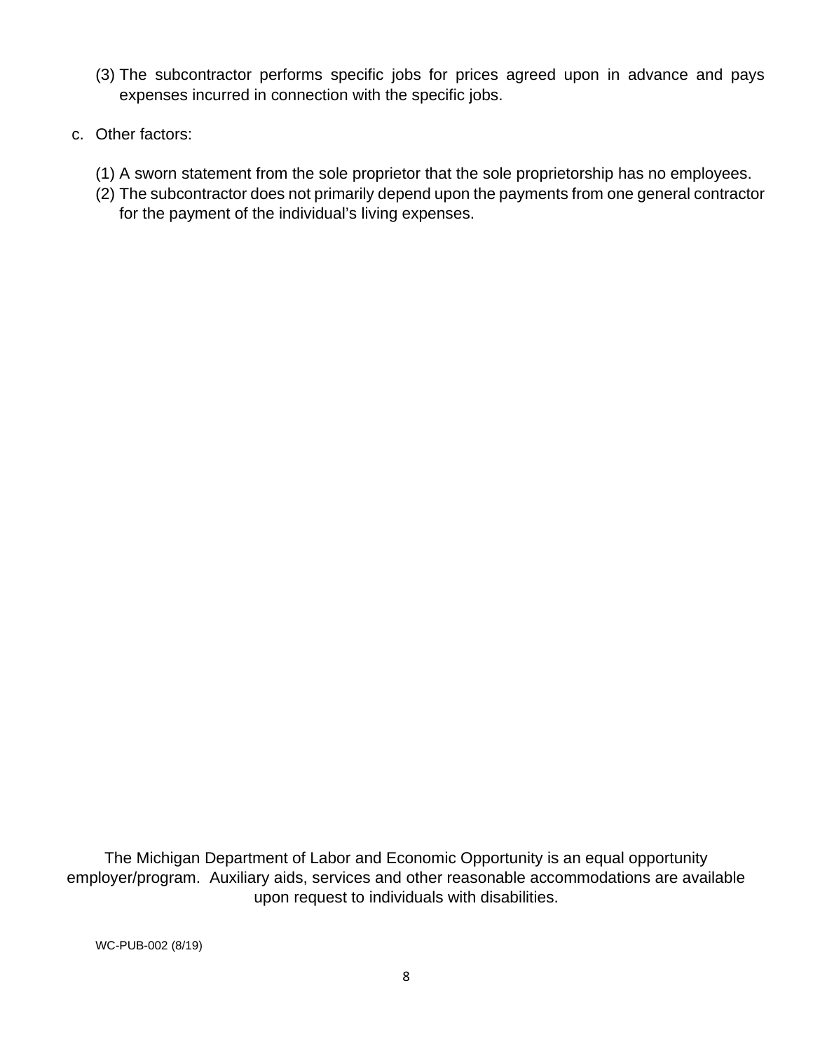(3) The subcontractor performs specific jobs for prices agreed upon in advance and pays expenses incurred in connection with the specific jobs.

c. Other factors:

(1) A sworn statement from the sole proprietor that the sole proprietorship has no employees.
(2) The subcontractor does not primarily depend upon the payments from one general contractor for the payment of the individual's living expenses.

The Michigan Department of Labor and Economic Opportunity is an equal opportunity employer/program. Auxiliary aids, services and other reasonable accommodations are available upon request to individuals with disabilities.

WC-PUB-002 (8/19)